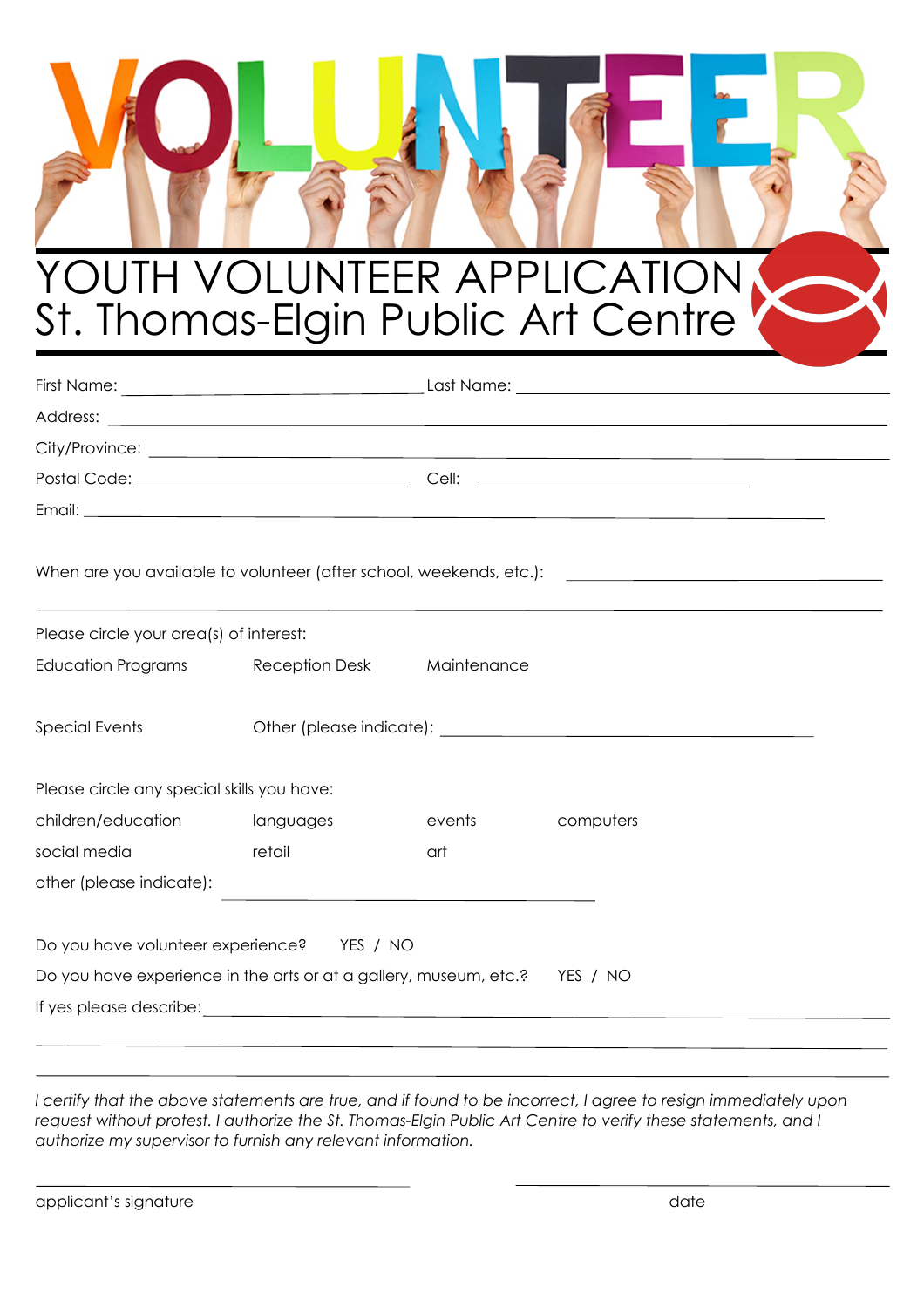# YOUTH VOLUNTEER APPLICATION
## St. Thomas-Elgin Public Art Centre

First Name: ______________________ Last Name: ______________________

Address: ______________________________________________

City/Province: ______________________________________________

Postal Code: ______________________ Cell: ______________________

Email: ______________________________________________

When are you available to volunteer (after school, weekends, etc.): ______________________

______________________________________________

Please circle your area(s) of interest:

Education Programs    Reception Desk    Maintenance

Special Events    Other (please indicate): ______________________

Please circle any special skills you have:

children/education    languages    events    computers

social media    retail    art

other (please indicate): ______________________

Do you have volunteer experience?    YES / NO

Do you have experience in the arts or at a gallery, museum, etc.?    YES / NO

If yes please describe: ______________________________________________

______________________________________________

______________________________________________

*I certify that the above statements are true, and if found to be incorrect, I agree to resign immediately upon request without protest. I authorize the St. Thomas-Elgin Public Art Centre to verify these statements, and I authorize my supervisor to furnish any relevant information.*

______________________    ______________________

applicant's signature    date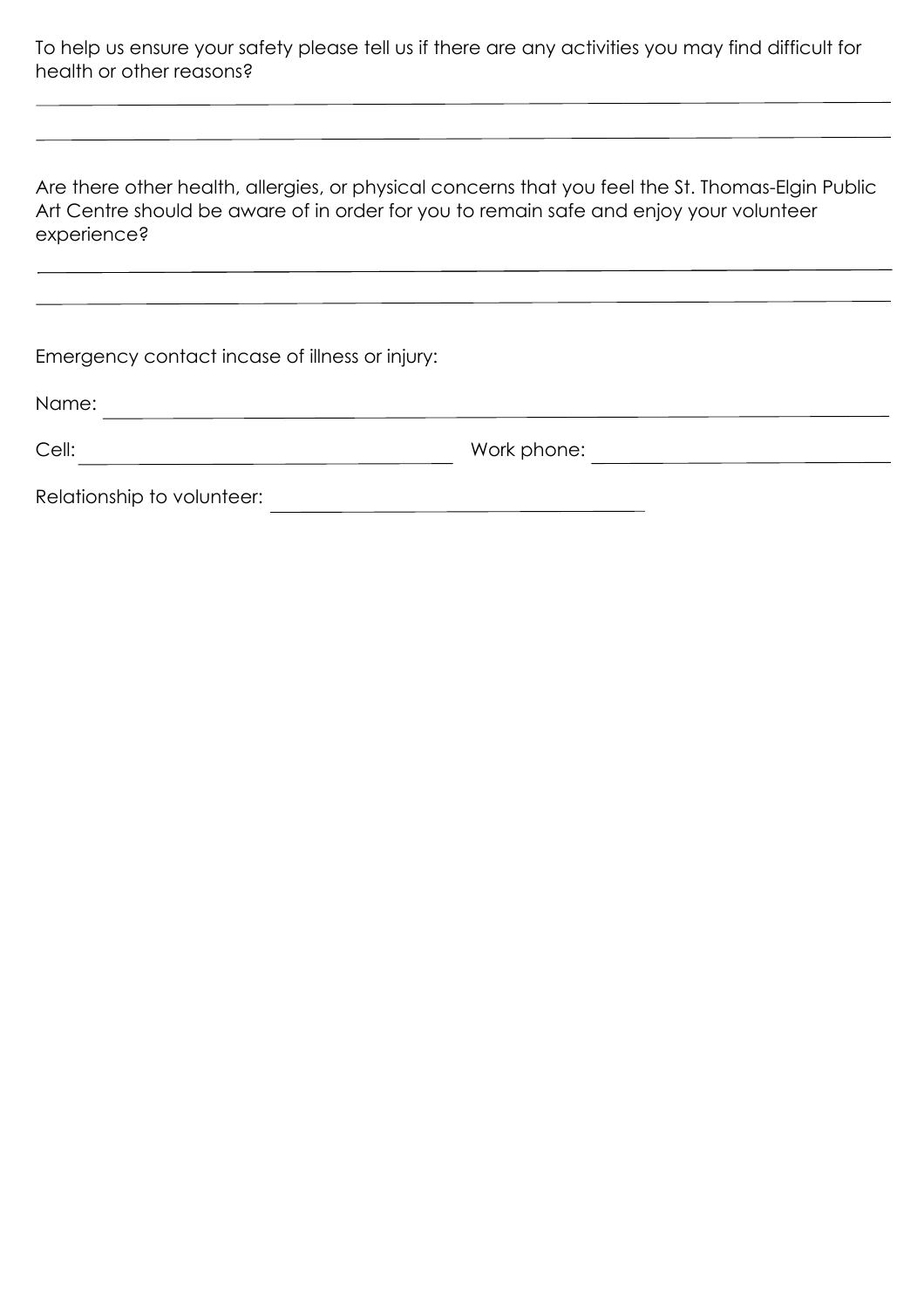To help us ensure your safety please tell us if there are any activities you may find difficult for health or other reasons?

______________________________________________________________________________

______________________________________________________________________________

Are there other health, allergies, or physical concerns that you feel the St. Thomas-Elgin Public Art Centre should be aware of in order for you to remain safe and enjoy your volunteer experience?

______________________________________________________________________________

______________________________________________________________________________

Emergency contact incase of illness or injury:

Name: ______________________________________________________________________

Cell: ______________________________ Work phone: ______________________________

Relationship to volunteer: ______________________________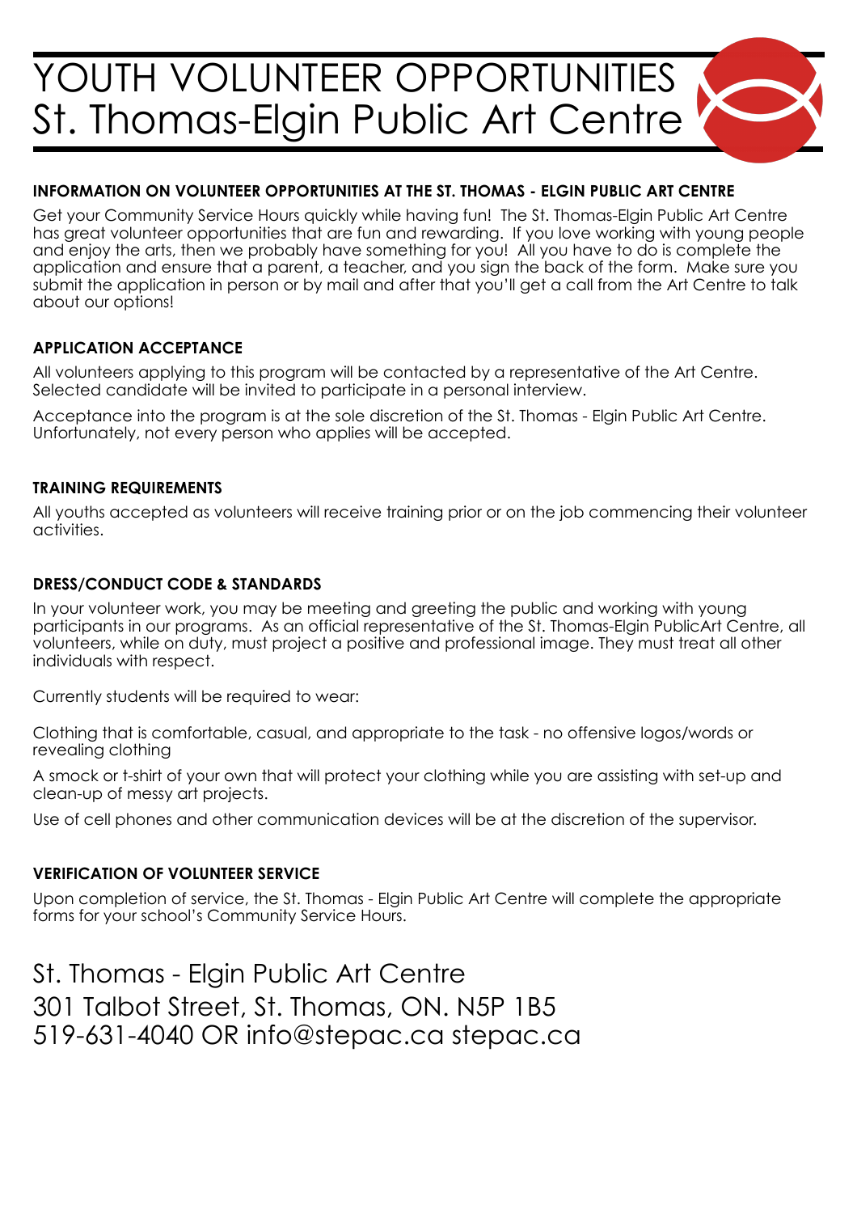# YOUTH VOLUNTEER OPPORTUNITIES
# St. Thomas-Elgin Public Art Centre

**INFORMATION ON VOLUNTEER OPPORTUNITIES AT THE ST. THOMAS - ELGIN PUBLIC ART CENTRE**

Get your Community Service Hours quickly while having fun! The St. Thomas-Elgin Public Art Centre has great volunteer opportunities that are fun and rewarding. If you love working with young people and enjoy the arts, then we probably have something for you! All you have to do is complete the application and ensure that a parent, a teacher, and you sign the back of the form. Make sure you submit the application in person or by mail and after that you'll get a call from the Art Centre to talk about our options!

**APPLICATION ACCEPTANCE**

All volunteers applying to this program will be contacted by a representative of the Art Centre. Selected candidate will be invited to participate in a personal interview.

Acceptance into the program is at the sole discretion of the St. Thomas - Elgin Public Art Centre. Unfortunately, not every person who applies will be accepted.

**TRAINING REQUIREMENTS**

All youths accepted as volunteers will receive training prior or on the job commencing their volunteer activities.

**DRESS/CONDUCT CODE & STANDARDS**

In your volunteer work, you may be meeting and greeting the public and working with young participants in our programs. As an official representative of the St. Thomas-Elgin PublicArt Centre, all volunteers, while on duty, must project a positive and professional image. They must treat all other individuals with respect.

Currently students will be required to wear:

Clothing that is comfortable, casual, and appropriate to the task - no offensive logos/words or revealing clothing

A smock or t-shirt of your own that will protect your clothing while you are assisting with set-up and clean-up of messy art projects.

Use of cell phones and other communication devices will be at the discretion of the supervisor.

**VERIFICATION OF VOLUNTEER SERVICE**

Upon completion of service, the St. Thomas - Elgin Public Art Centre will complete the appropriate forms for your school's Community Service Hours.

St. Thomas - Elgin Public Art Centre
301 Talbot Street, St. Thomas, ON. N5P 1B5
519-631-4040 OR info@stepac.ca stepac.ca